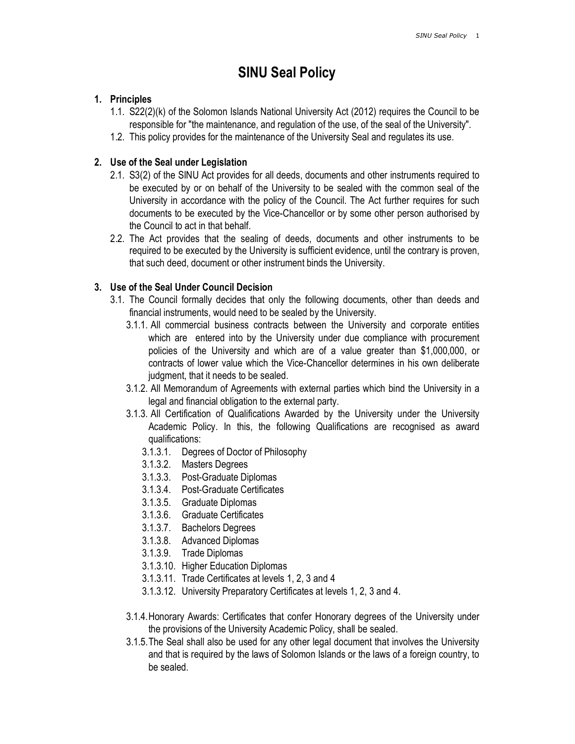# SINU Seal Policy

1. **Principles**
   1.1. S22(2)(k) of the Solomon Islands National University Act (2012) requires the Council to be responsible for "the maintenance, and regulation of the use, of the seal of the University".
   1.2. This policy provides for the maintenance of the University Seal and regulates its use.

2. **Use of the Seal under Legislation**
   2.1. S3(2) of the SINU Act provides for all deeds, documents and other instruments required to be executed by or on behalf of the University to be sealed with the common seal of the University in accordance with the policy of the Council. The Act further requires for such documents to be executed by the Vice-Chancellor or by some other person authorised by the Council to act in that behalf.
   2.2. The Act provides that the sealing of deeds, documents and other instruments to be required to be executed by the University is sufficient evidence, until the contrary is proven, that such deed, document or other instrument binds the University.

3. **Use of the Seal Under Council Decision**
   3.1. The Council formally decides that only the following documents, other than deeds and financial instruments, would need to be sealed by the University.
      3.1.1. All commercial business contracts between the University and corporate entities which are entered into by the University under due compliance with procurement policies of the University and which are of a value greater than $1,000,000, or contracts of lower value which the Vice-Chancellor determines in his own deliberate judgment, that it needs to be sealed.
      3.1.2. All Memorandum of Agreements with external parties which bind the University in a legal and financial obligation to the external party.
      3.1.3. All Certification of Qualifications Awarded by the University under the University Academic Policy. In this, the following Qualifications are recognised as award qualifications:
         3.1.3.1. Degrees of Doctor of Philosophy
         3.1.3.2. Masters Degrees
         3.1.3.3. Post-Graduate Diplomas
         3.1.3.4. Post-Graduate Certificates
         3.1.3.5. Graduate Diplomas
         3.1.3.6. Graduate Certificates
         3.1.3.7. Bachelors Degrees
         3.1.3.8. Advanced Diplomas
         3.1.3.9. Trade Diplomas
         3.1.3.10. Higher Education Diplomas
         3.1.3.11. Trade Certificates at levels 1, 2, 3 and 4
         3.1.3.12. University Preparatory Certificates at levels 1, 2, 3 and 4.

      3.1.4. Honorary Awards: Certificates that confer Honorary degrees of the University under the provisions of the University Academic Policy, shall be sealed.
      3.1.5. The Seal shall also be used for any other legal document that involves the University and that is required by the laws of Solomon Islands or the laws of a foreign country, to be sealed.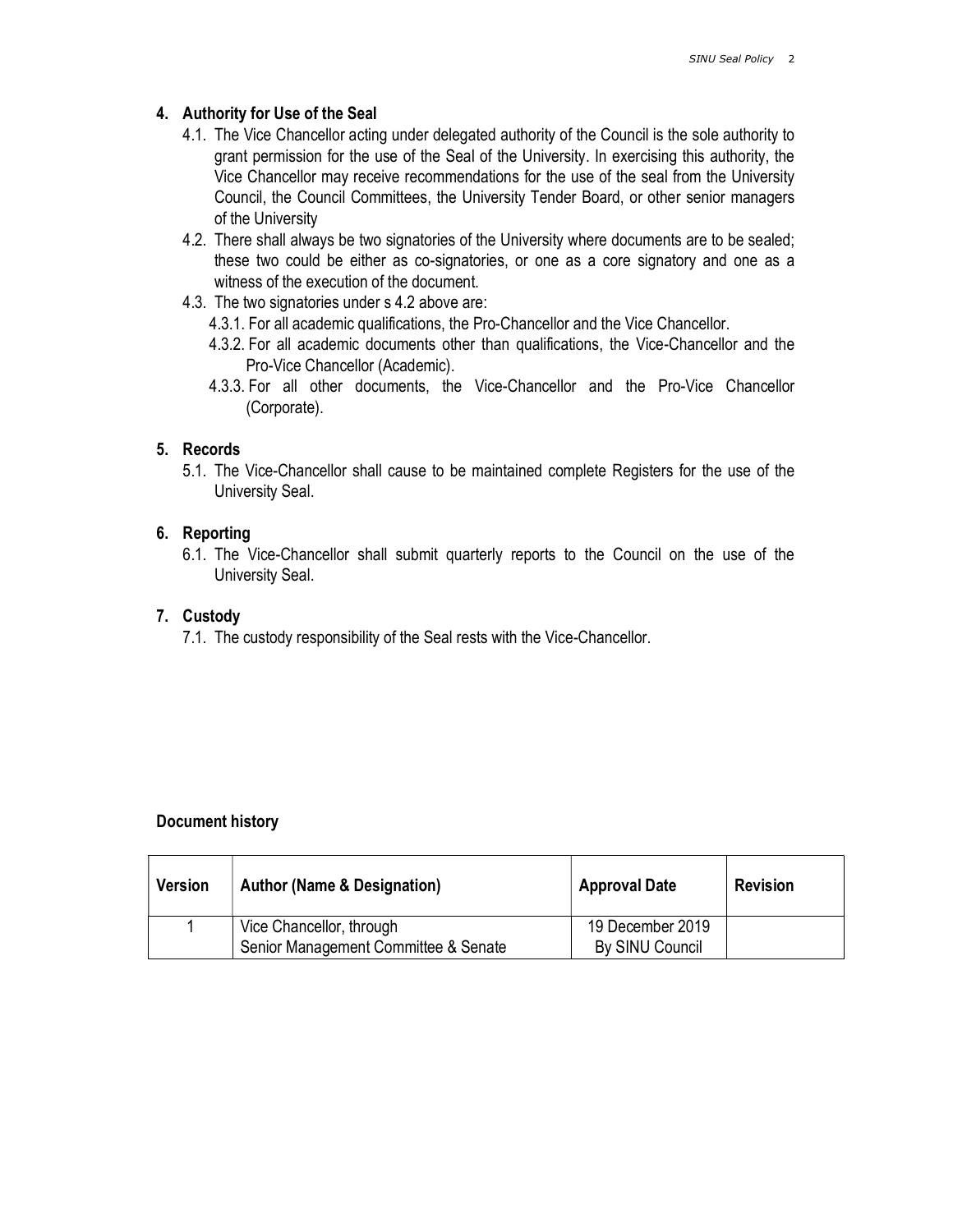## 4. Authority for Use of the Seal

4.1. The Vice Chancellor acting under delegated authority of the Council is the sole authority to grant permission for the use of the Seal of the University. In exercising this authority, the Vice Chancellor may receive recommendations for the use of the seal from the University Council, the Council Committees, the University Tender Board, or other senior managers of the University

4.2. There shall always be two signatories of the University where documents are to be sealed; these two could be either as co-signatories, or one as a core signatory and one as a witness of the execution of the document.

4.3. The two signatories under s 4.2 above are:

4.3.1. For all academic qualifications, the Pro-Chancellor and the Vice Chancellor.

4.3.2. For all academic documents other than qualifications, the Vice-Chancellor and the Pro-Vice Chancellor (Academic).

4.3.3. For all other documents, the Vice-Chancellor and the Pro-Vice Chancellor (Corporate).

## 5. Records

5.1. The Vice-Chancellor shall cause to be maintained complete Registers for the use of the University Seal.

## 6. Reporting

6.1. The Vice-Chancellor shall submit quarterly reports to the Council on the use of the University Seal.

## 7. Custody

7.1. The custody responsibility of the Seal rests with the Vice-Chancellor.

**Document history**

| Version | Author (Name & Designation) | Approval Date | Revision |
|---|---|---|---|
| 1 | Vice Chancellor, through Senior Management Committee & Senate | 19 December 2019 By SINU Council | |